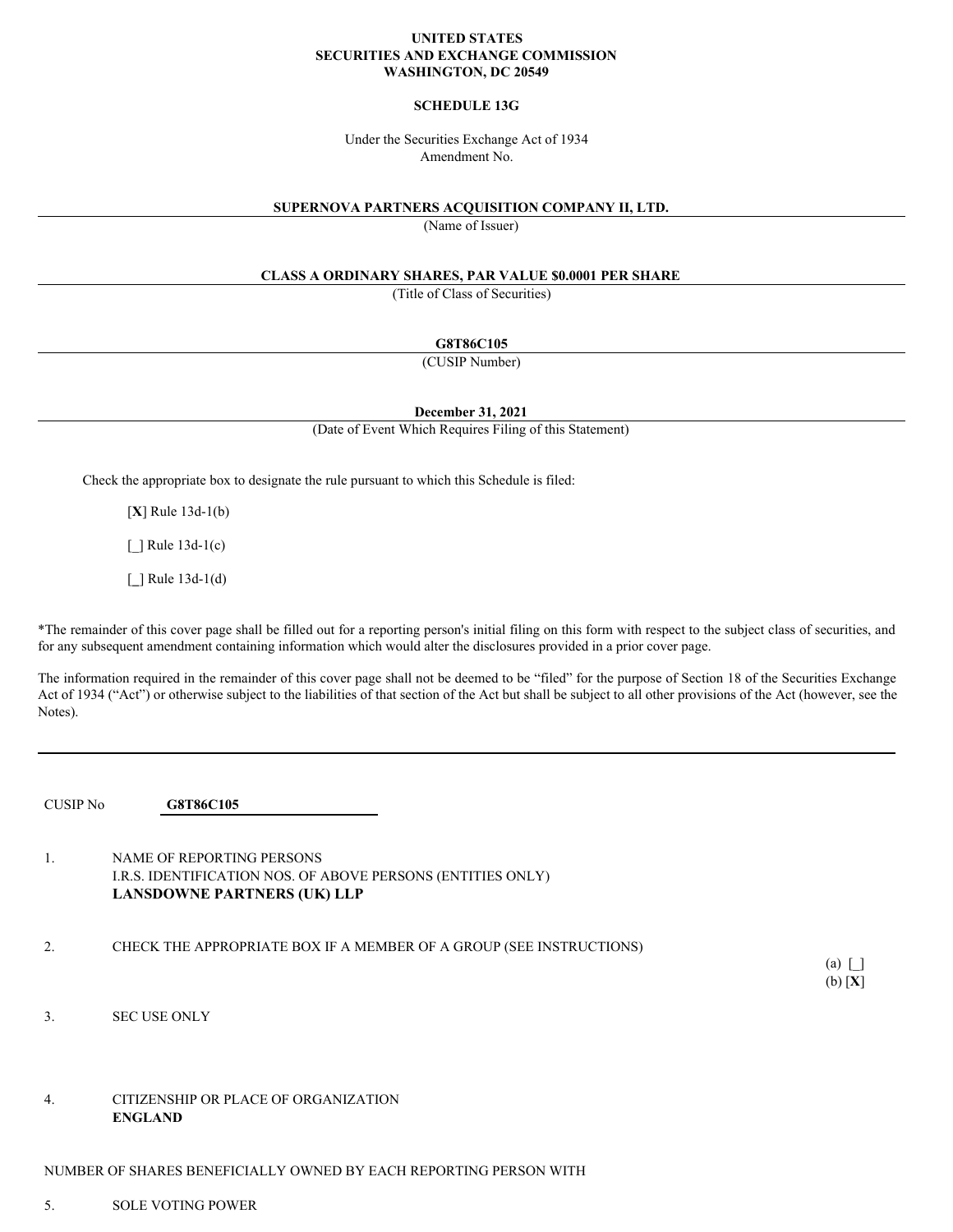**UNITED STATES**
**SECURITIES AND EXCHANGE COMMISSION**
**WASHINGTON, DC 20549**

**SCHEDULE 13G**

Under the Securities Exchange Act of 1934
Amendment No.

**SUPERNOVA PARTNERS ACQUISITION COMPANY II, LTD.**
(Name of Issuer)

**CLASS A ORDINARY SHARES, PAR VALUE $0.0001 PER SHARE**
(Title of Class of Securities)

**G8T86C105**
(CUSIP Number)

**December 31, 2021**
(Date of Event Which Requires Filing of this Statement)

Check the appropriate box to designate the rule pursuant to which this Schedule is filed:

[**X**] Rule 13d-1(b)

[_] Rule 13d-1(c)

[_] Rule 13d-1(d)

*The remainder of this cover page shall be filled out for a reporting person's initial filing on this form with respect to the subject class of securities, and for any subsequent amendment containing information which would alter the disclosures provided in a prior cover page.

The information required in the remainder of this cover page shall not be deemed to be "filed" for the purpose of Section 18 of the Securities Exchange Act of 1934 ("Act") or otherwise subject to the liabilities of that section of the Act but shall be subject to all other provisions of the Act (however, see the Notes).

---

CUSIP No **G8T86C105**

1. NAME OF REPORTING PERSONS
   I.R.S. IDENTIFICATION NOS. OF ABOVE PERSONS (ENTITIES ONLY)
   **LANSDOWNE PARTNERS (UK) LLP**

2. CHECK THE APPROPRIATE BOX IF A MEMBER OF A GROUP (SEE INSTRUCTIONS)
   (a) [_]
   (b) [**X**]

3. SEC USE ONLY

4. CITIZENSHIP OR PLACE OF ORGANIZATION
   **ENGLAND**

NUMBER OF SHARES BENEFICIALLY OWNED BY EACH REPORTING PERSON WITH

5. SOLE VOTING POWER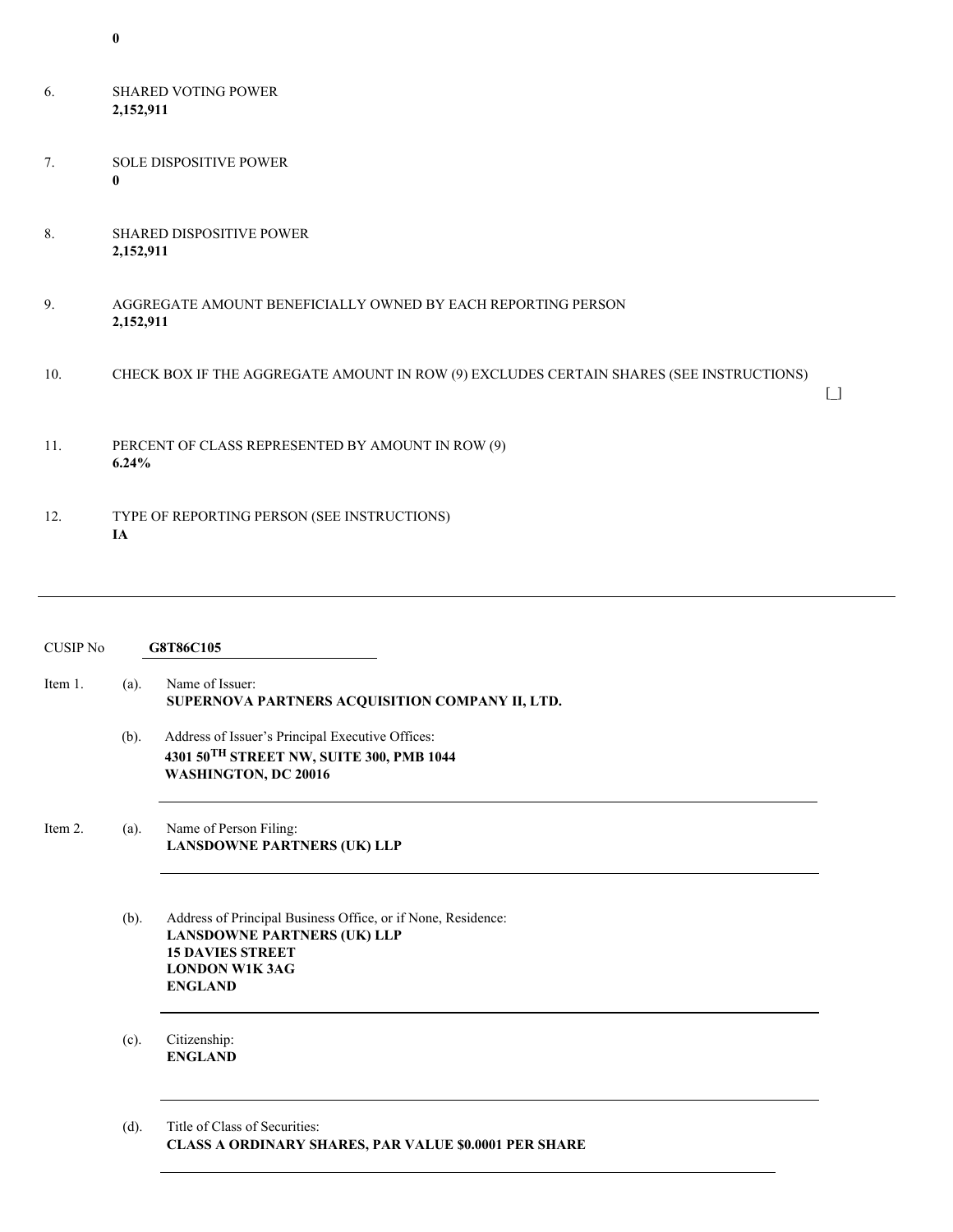**0**

6. SHARED VOTING POWER
   **2,152,911**

7. SOLE DISPOSITIVE POWER
   **0**

8. SHARED DISPOSITIVE POWER
   **2,152,911**

9. AGGREGATE AMOUNT BENEFICIALLY OWNED BY EACH REPORTING PERSON
   **2,152,911**

10. CHECK BOX IF THE AGGREGATE AMOUNT IN ROW (9) EXCLUDES CERTAIN SHARES (SEE INSTRUCTIONS) [_]

11. PERCENT OF CLASS REPRESENTED BY AMOUNT IN ROW (9)
    **6.24%**

12. TYPE OF REPORTING PERSON (SEE INSTRUCTIONS)
    **IA**

---

CUSIP No **G8T86C105**

Item 1. (a). Name of Issuer:
**SUPERNOVA PARTNERS ACQUISITION COMPANY II, LTD.**

(b). Address of Issuer's Principal Executive Offices:
**4301 50TH STREET NW, SUITE 300, PMB 1044**
**WASHINGTON, DC 20016**

Item 2. (a). Name of Person Filing:
**LANSDOWNE PARTNERS (UK) LLP**

(b). Address of Principal Business Office, or if None, Residence:
**LANSDOWNE PARTNERS (UK) LLP**
**15 DAVIES STREET**
**LONDON W1K 3AG**
**ENGLAND**

(c). Citizenship:
**ENGLAND**

(d). Title of Class of Securities:
**CLASS A ORDINARY SHARES, PAR VALUE $0.0001 PER SHARE**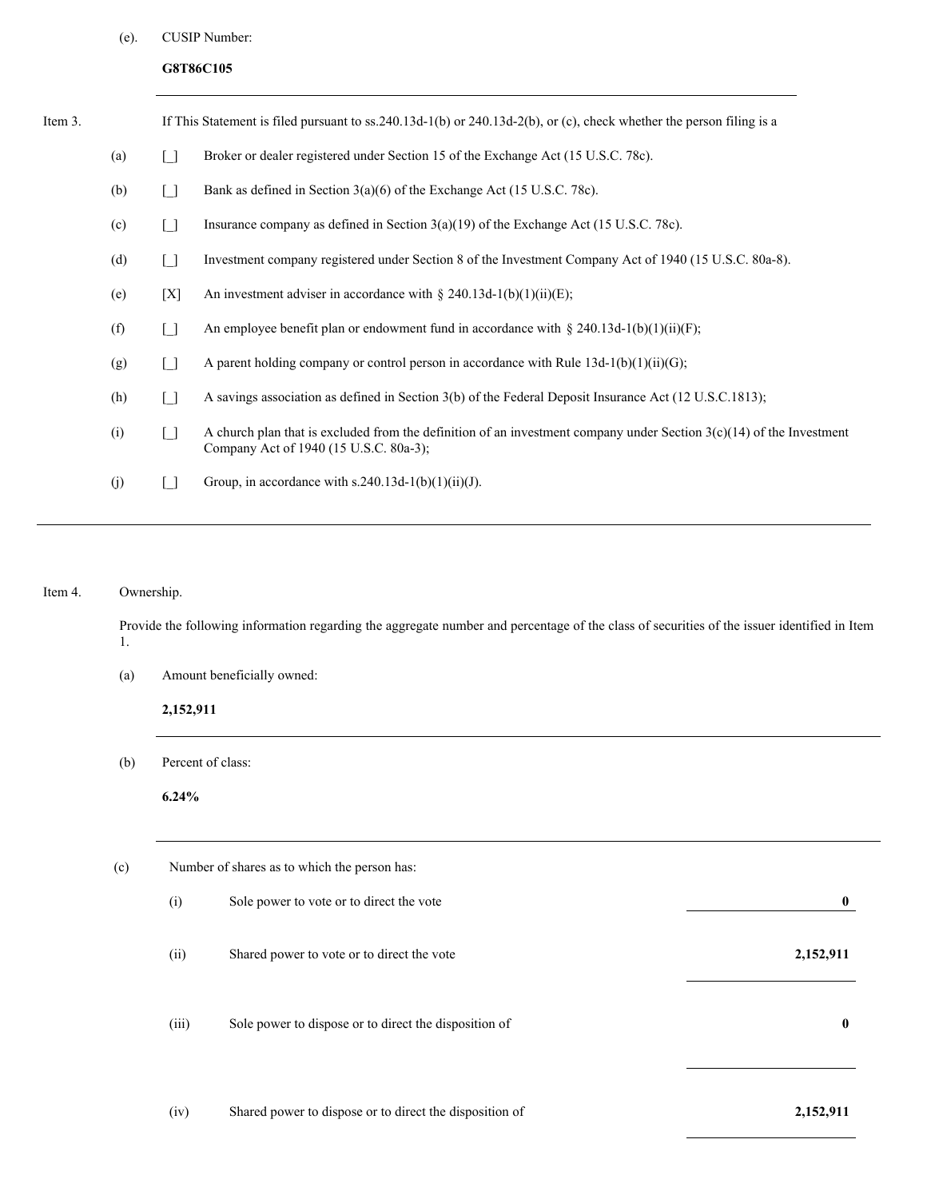(e). CUSIP Number:

**G8T86C105**

---

Item 3. If This Statement is filed pursuant to ss.240.13d-1(b) or 240.13d-2(b), or (c), check whether the person filing is a

(a) [_] Broker or dealer registered under Section 15 of the Exchange Act (15 U.S.C. 78c).

(b) [_] Bank as defined in Section 3(a)(6) of the Exchange Act (15 U.S.C. 78c).

(c) [_] Insurance company as defined in Section 3(a)(19) of the Exchange Act (15 U.S.C. 78c).

(d) [_] Investment company registered under Section 8 of the Investment Company Act of 1940 (15 U.S.C. 80a-8).

(e) [X] An investment adviser in accordance with § 240.13d-1(b)(1)(ii)(E);

(f) [_] An employee benefit plan or endowment fund in accordance with § 240.13d-1(b)(1)(ii)(F);

(g) [_] A parent holding company or control person in accordance with Rule 13d-1(b)(1)(ii)(G);

(h) [_] A savings association as defined in Section 3(b) of the Federal Deposit Insurance Act (12 U.S.C.1813);

(i) [_] A church plan that is excluded from the definition of an investment company under Section 3(c)(14) of the Investment Company Act of 1940 (15 U.S.C. 80a-3);

(j) [_] Group, in accordance with s.240.13d-1(b)(1)(ii)(J).

---

Item 4. Ownership.

Provide the following information regarding the aggregate number and percentage of the class of securities of the issuer identified in Item 1.

(a) Amount beneficially owned:

**2,152,911**

---

(b) Percent of class:

**6.24%**

---

(c) Number of shares as to which the person has:

| | | |
|---|---|---|
| (i) | Sole power to vote or to direct the vote | **0** |
| (ii) | Shared power to vote or to direct the vote | **2,152,911** |
| (iii) | Sole power to dispose or to direct the disposition of | **0** |
| (iv) | Shared power to dispose or to direct the disposition of | **2,152,911** |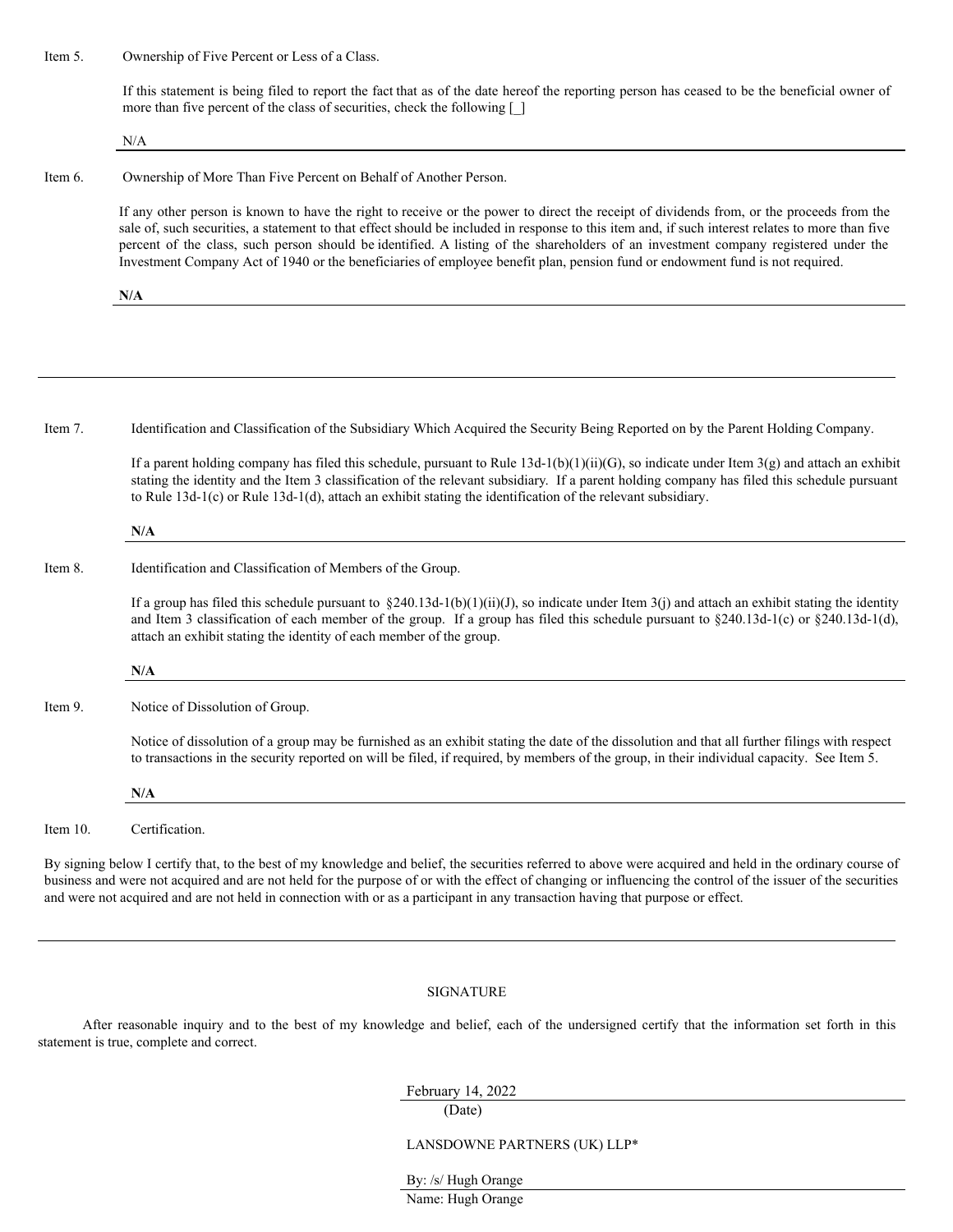Item 5. Ownership of Five Percent or Less of a Class.

If this statement is being filed to report the fact that as of the date hereof the reporting person has ceased to be the beneficial owner of more than five percent of the class of securities, check the following [_]

N/A

---

Item 6. Ownership of More Than Five Percent on Behalf of Another Person.

If any other person is known to have the right to receive or the power to direct the receipt of dividends from, or the proceeds from the sale of, such securities, a statement to that effect should be included in response to this item and, if such interest relates to more than five percent of the class, such person should be identified. A listing of the shareholders of an investment company registered under the Investment Company Act of 1940 or the beneficiaries of employee benefit plan, pension fund or endowment fund is not required.

**N/A**

---

---

Item 7. Identification and Classification of the Subsidiary Which Acquired the Security Being Reported on by the Parent Holding Company.

If a parent holding company has filed this schedule, pursuant to Rule 13d-1(b)(1)(ii)(G), so indicate under Item 3(g) and attach an exhibit stating the identity and the Item 3 classification of the relevant subsidiary. If a parent holding company has filed this schedule pursuant to Rule 13d-1(c) or Rule 13d-1(d), attach an exhibit stating the identification of the relevant subsidiary.

**N/A**

---

Item 8. Identification and Classification of Members of the Group.

If a group has filed this schedule pursuant to §240.13d-1(b)(1)(ii)(J), so indicate under Item 3(j) and attach an exhibit stating the identity and Item 3 classification of each member of the group. If a group has filed this schedule pursuant to §240.13d-1(c) or §240.13d-1(d), attach an exhibit stating the identity of each member of the group.

**N/A**

---

Item 9. Notice of Dissolution of Group.

Notice of dissolution of a group may be furnished as an exhibit stating the date of the dissolution and that all further filings with respect to transactions in the security reported on will be filed, if required, by members of the group, in their individual capacity. See Item 5.

**N/A**

---

Item 10. Certification.

By signing below I certify that, to the best of my knowledge and belief, the securities referred to above were acquired and held in the ordinary course of business and were not acquired and are not held for the purpose of or with the effect of changing or influencing the control of the issuer of the securities and were not acquired and are not held in connection with or as a participant in any transaction having that purpose or effect.

---

SIGNATURE

After reasonable inquiry and to the best of my knowledge and belief, each of the undersigned certify that the information set forth in this statement is true, complete and correct.

February 14, 2022
(Date)

LANSDOWNE PARTNERS (UK) LLP*

By: /s/ Hugh Orange
Name: Hugh Orange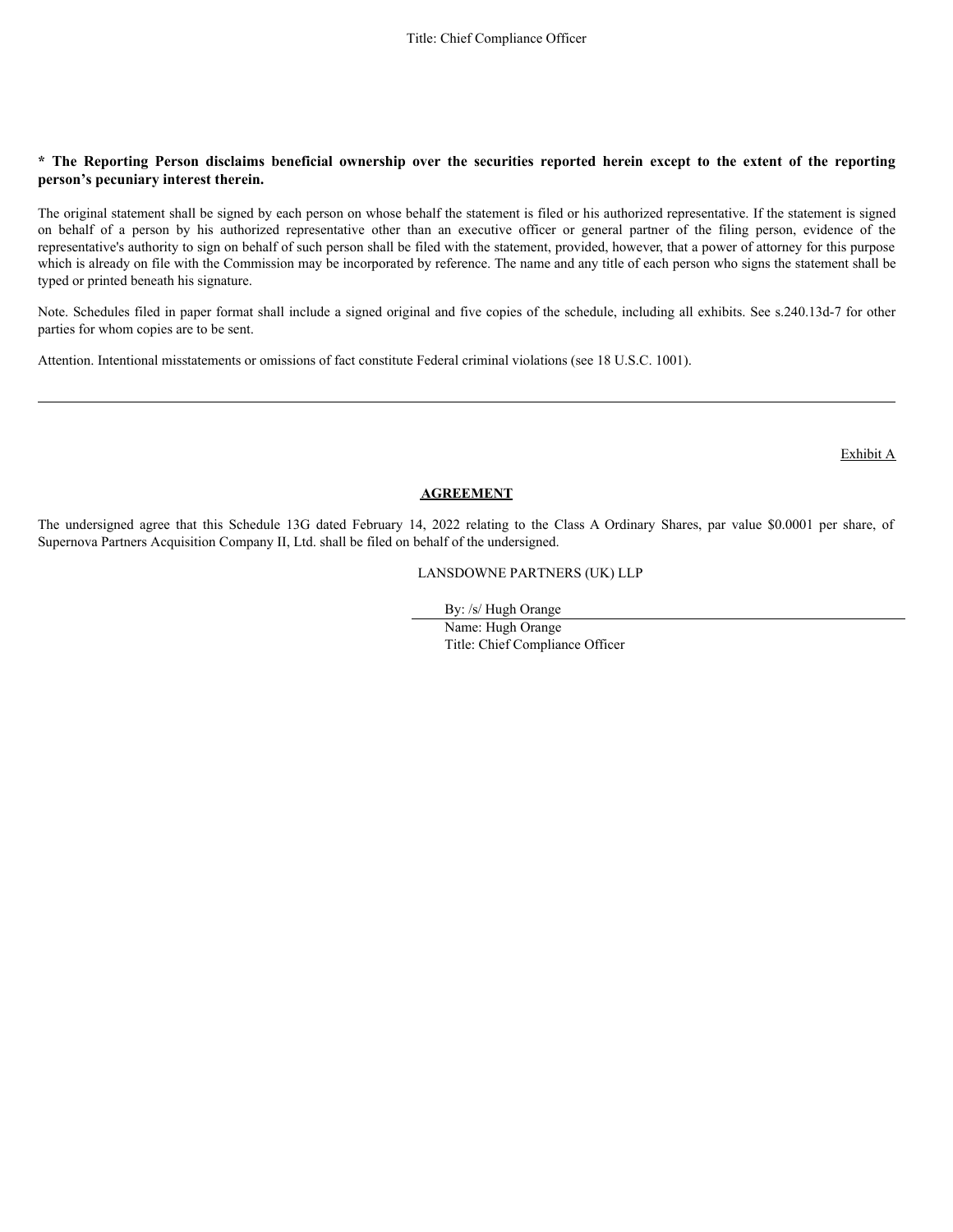Title: Chief Compliance Officer

**\* The Reporting Person disclaims beneficial ownership over the securities reported herein except to the extent of the reporting person's pecuniary interest therein.**

The original statement shall be signed by each person on whose behalf the statement is filed or his authorized representative. If the statement is signed on behalf of a person by his authorized representative other than an executive officer or general partner of the filing person, evidence of the representative's authority to sign on behalf of such person shall be filed with the statement, provided, however, that a power of attorney for this purpose which is already on file with the Commission may be incorporated by reference. The name and any title of each person who signs the statement shall be typed or printed beneath his signature.

Note. Schedules filed in paper format shall include a signed original and five copies of the schedule, including all exhibits. See s.240.13d-7 for other parties for whom copies are to be sent.

Attention. Intentional misstatements or omissions of fact constitute Federal criminal violations (see 18 U.S.C. 1001).

---

Exhibit A

**AGREEMENT**

The undersigned agree that this Schedule 13G dated February 14, 2022 relating to the Class A Ordinary Shares, par value $0.0001 per share, of Supernova Partners Acquisition Company II, Ltd. shall be filed on behalf of the undersigned.

LANSDOWNE PARTNERS (UK) LLP

By: /s/ Hugh Orange
Name: Hugh Orange
Title: Chief Compliance Officer